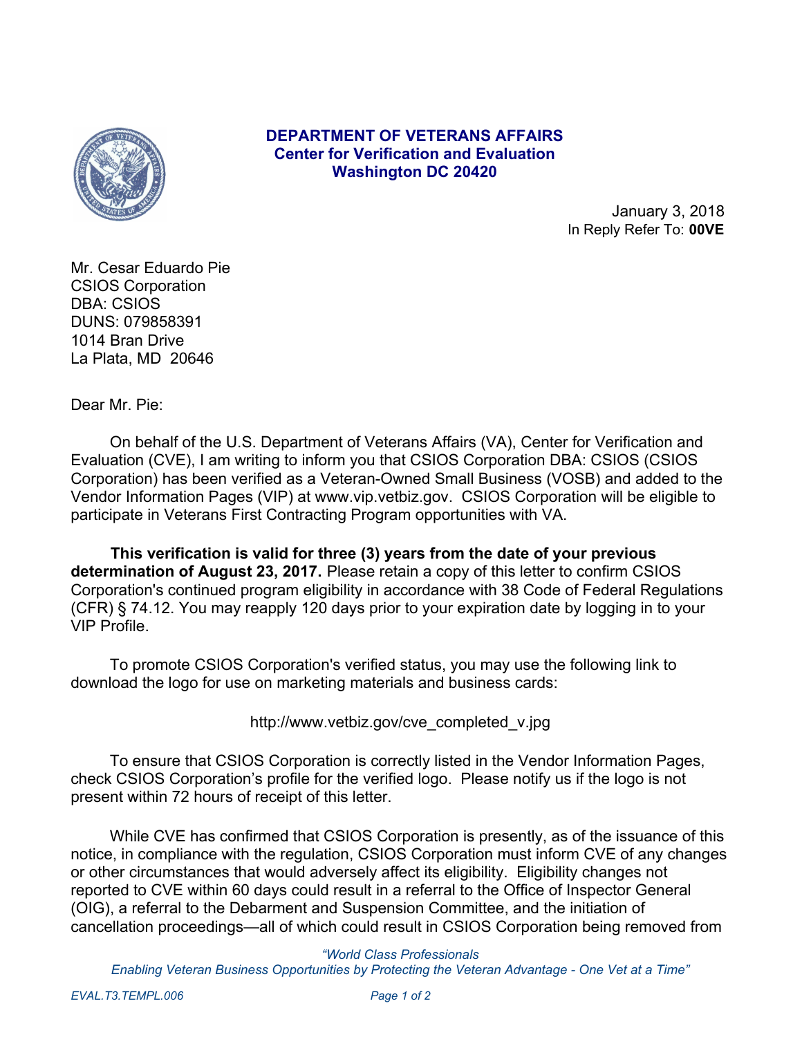**DEPARTMENT OF VETERANS AFFAIRS**
**Center for Verification and Evaluation**
**Washington DC 20420**

January 3, 2018
In Reply Refer To: **00VE**

Mr. Cesar Eduardo Pie
CSIOS Corporation
DBA: CSIOS
DUNS: 079858391
1014 Bran Drive
La Plata, MD 20646

Dear Mr. Pie:

On behalf of the U.S. Department of Veterans Affairs (VA), Center for Verification and Evaluation (CVE), I am writing to inform you that CSIOS Corporation DBA: CSIOS (CSIOS Corporation) has been verified as a Veteran-Owned Small Business (VOSB) and added to the Vendor Information Pages (VIP) at www.vip.vetbiz.gov. CSIOS Corporation will be eligible to participate in Veterans First Contracting Program opportunities with VA.

**This verification is valid for three (3) years from the date of your previous determination of August 23, 2017.** Please retain a copy of this letter to confirm CSIOS Corporation's continued program eligibility in accordance with 38 Code of Federal Regulations (CFR) § 74.12. You may reapply 120 days prior to your expiration date by logging in to your VIP Profile.

To promote CSIOS Corporation's verified status, you may use the following link to download the logo for use on marketing materials and business cards:

http://www.vetbiz.gov/cve_completed_v.jpg

To ensure that CSIOS Corporation is correctly listed in the Vendor Information Pages, check CSIOS Corporation's profile for the verified logo. Please notify us if the logo is not present within 72 hours of receipt of this letter.

While CVE has confirmed that CSIOS Corporation is presently, as of the issuance of this notice, in compliance with the regulation, CSIOS Corporation must inform CVE of any changes or other circumstances that would adversely affect its eligibility. Eligibility changes not reported to CVE within 60 days could result in a referral to the Office of Inspector General (OIG), a referral to the Debarment and Suspension Committee, and the initiation of cancellation proceedings—all of which could result in CSIOS Corporation being removed from

*"World Class Professionals*
*Enabling Veteran Business Opportunities by Protecting the Veteran Advantage - One Vet at a Time"*

*EVAL.T3.TEMPL.006*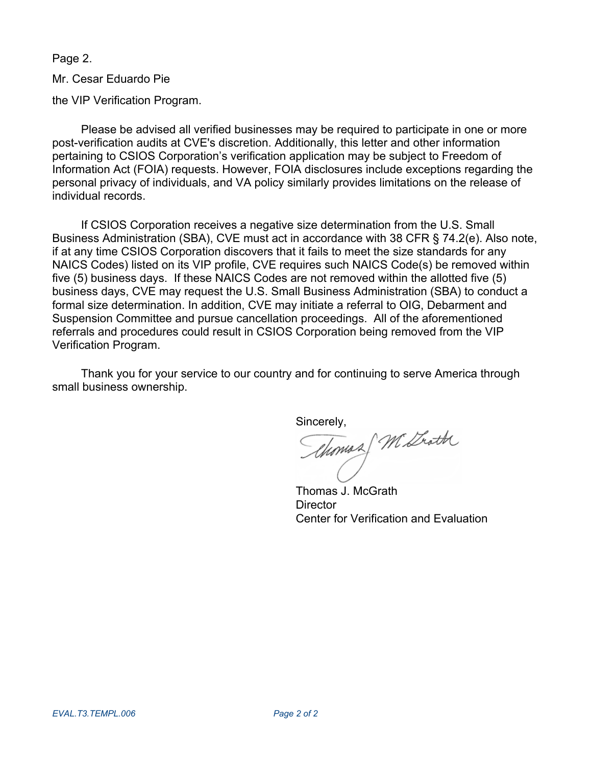Page 2.

Mr. Cesar Eduardo Pie

the VIP Verification Program.

Please be advised all verified businesses may be required to participate in one or more post-verification audits at CVE's discretion. Additionally, this letter and other information pertaining to CSIOS Corporation's verification application may be subject to Freedom of Information Act (FOIA) requests. However, FOIA disclosures include exceptions regarding the personal privacy of individuals, and VA policy similarly provides limitations on the release of individual records.

If CSIOS Corporation receives a negative size determination from the U.S. Small Business Administration (SBA), CVE must act in accordance with 38 CFR § 74.2(e). Also note, if at any time CSIOS Corporation discovers that it fails to meet the size standards for any NAICS Codes) listed on its VIP profile, CVE requires such NAICS Code(s) be removed within five (5) business days. If these NAICS Codes are not removed within the allotted five (5) business days, CVE may request the U.S. Small Business Administration (SBA) to conduct a formal size determination. In addition, CVE may initiate a referral to OIG, Debarment and Suspension Committee and pursue cancellation proceedings. All of the aforementioned referrals and procedures could result in CSIOS Corporation being removed from the VIP Verification Program.

Thank you for your service to our country and for continuing to serve America through small business ownership.

Sincerely,

Thomas J. McGrath
Director
Center for Verification and Evaluation

*EVAL.T3.TEMPL.006*